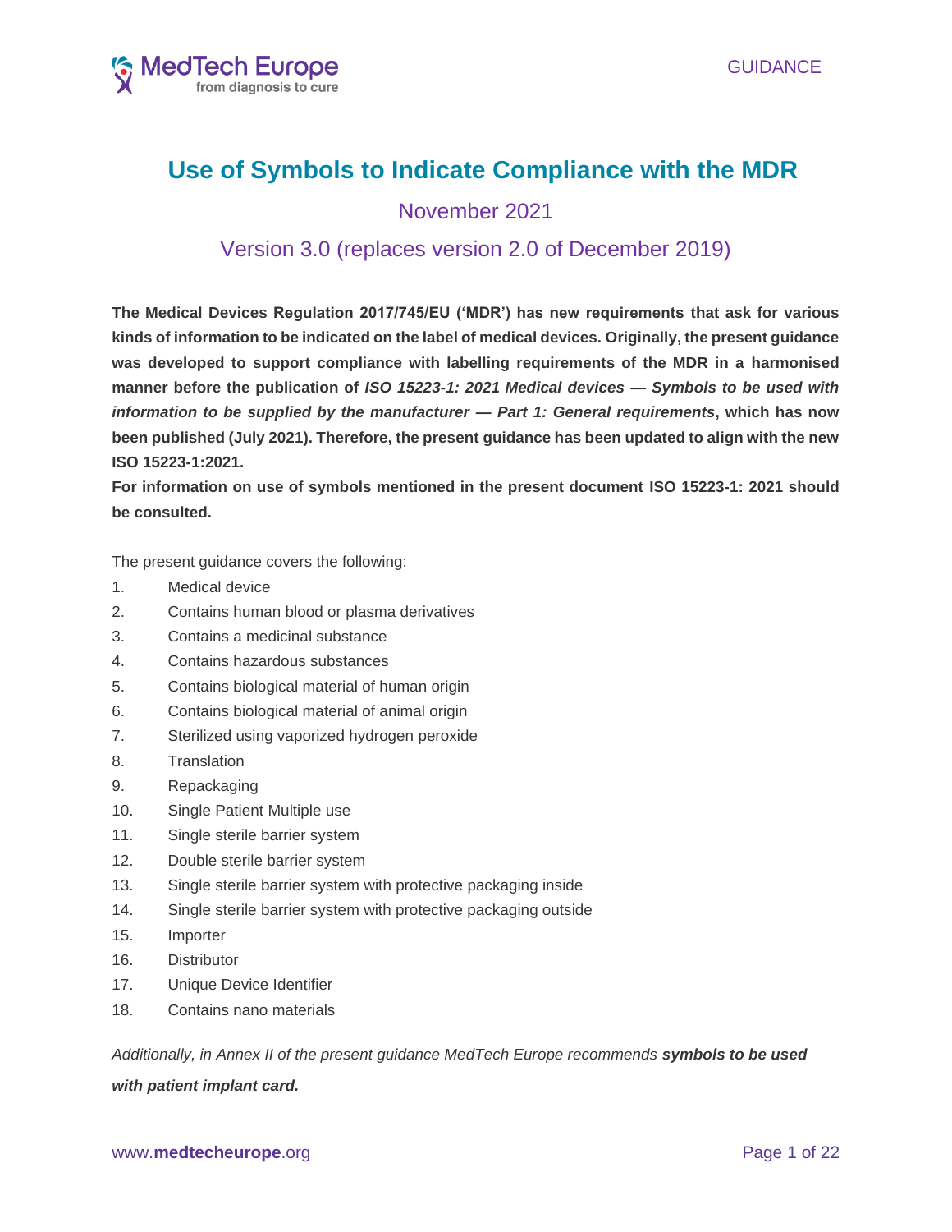GUIDANCE

# Use of Symbols to Indicate Compliance with the MDR

## November 2021

## Version 3.0 (replaces version 2.0 of December 2019)

**The Medical Devices Regulation 2017/745/EU ('MDR') has new requirements that ask for various kinds of information to be indicated on the label of medical devices. Originally, the present guidance was developed to support compliance with labelling requirements of the MDR in a harmonised manner before the publication of *ISO 15223-1: 2021 Medical devices — Symbols to be used with information to be supplied by the manufacturer — Part 1: General requirements*, which has now been published (July 2021). Therefore, the present guidance has been updated to align with the new ISO 15223-1:2021.**

**For information on use of symbols mentioned in the present document ISO 15223-1: 2021 should be consulted.**

The present guidance covers the following:

1. Medical device
2. Contains human blood or plasma derivatives
3. Contains a medicinal substance
4. Contains hazardous substances
5. Contains biological material of human origin
6. Contains biological material of animal origin
7. Sterilized using vaporized hydrogen peroxide
8. Translation
9. Repackaging
10. Single Patient Multiple use
11. Single sterile barrier system
12. Double sterile barrier system
13. Single sterile barrier system with protective packaging inside
14. Single sterile barrier system with protective packaging outside
15. Importer
16. Distributor
17. Unique Device Identifier
18. Contains nano materials

*Additionally, in Annex II of the present guidance MedTech Europe recommends **symbols to be used with patient implant card.***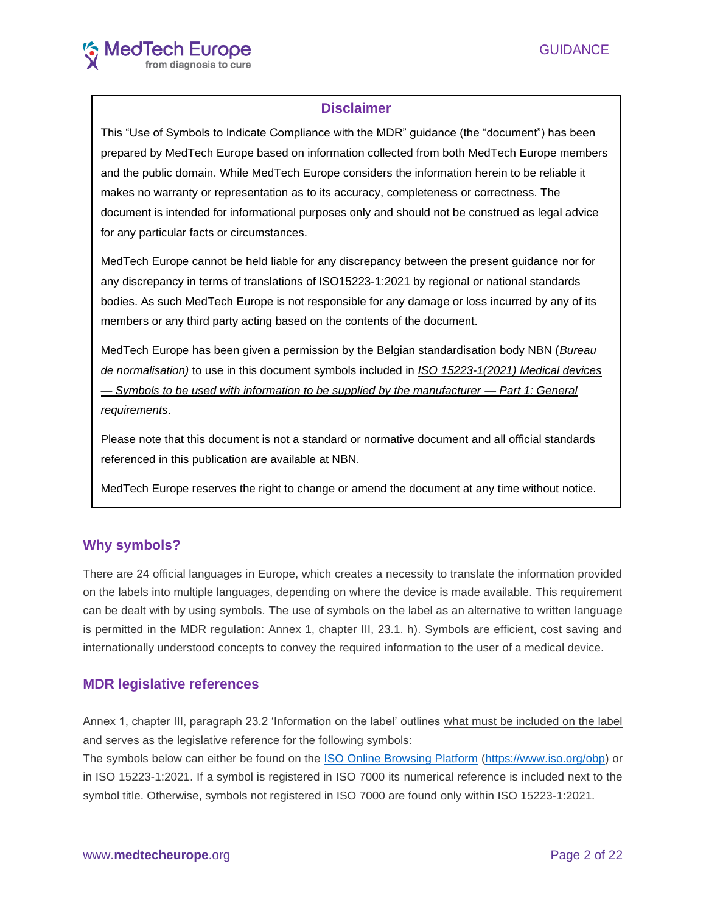## Disclaimer

This "Use of Symbols to Indicate Compliance with the MDR" guidance (the "document") has been prepared by MedTech Europe based on information collected from both MedTech Europe members and the public domain. While MedTech Europe considers the information herein to be reliable it makes no warranty or representation as to its accuracy, completeness or correctness. The document is intended for informational purposes only and should not be construed as legal advice for any particular facts or circumstances.

MedTech Europe cannot be held liable for any discrepancy between the present guidance nor for any discrepancy in terms of translations of ISO15223-1:2021 by regional or national standards bodies. As such MedTech Europe is not responsible for any damage or loss incurred by any of its members or any third party acting based on the contents of the document.

MedTech Europe has been given a permission by the Belgian standardisation body NBN (*Bureau de normalisation)* to use in this document symbols included in *ISO 15223-1(2021) Medical devices — Symbols to be used with information to be supplied by the manufacturer — Part 1: General requirements*.

Please note that this document is not a standard or normative document and all official standards referenced in this publication are available at NBN.

MedTech Europe reserves the right to change or amend the document at any time without notice.

## Why symbols?

There are 24 official languages in Europe, which creates a necessity to translate the information provided on the labels into multiple languages, depending on where the device is made available. This requirement can be dealt with by using symbols. The use of symbols on the label as an alternative to written language is permitted in the MDR regulation: Annex 1, chapter III, 23.1. h). Symbols are efficient, cost saving and internationally understood concepts to convey the required information to the user of a medical device.

## MDR legislative references

Annex 1, chapter III, paragraph 23.2 'Information on the label' outlines what must be included on the label and serves as the legislative reference for the following symbols:

The symbols below can either be found on the [ISO Online Browsing Platform](https://www.iso.org/obp) (https://www.iso.org/obp) or in ISO 15223-1:2021. If a symbol is registered in ISO 7000 its numerical reference is included next to the symbol title. Otherwise, symbols not registered in ISO 7000 are found only within ISO 15223-1:2021.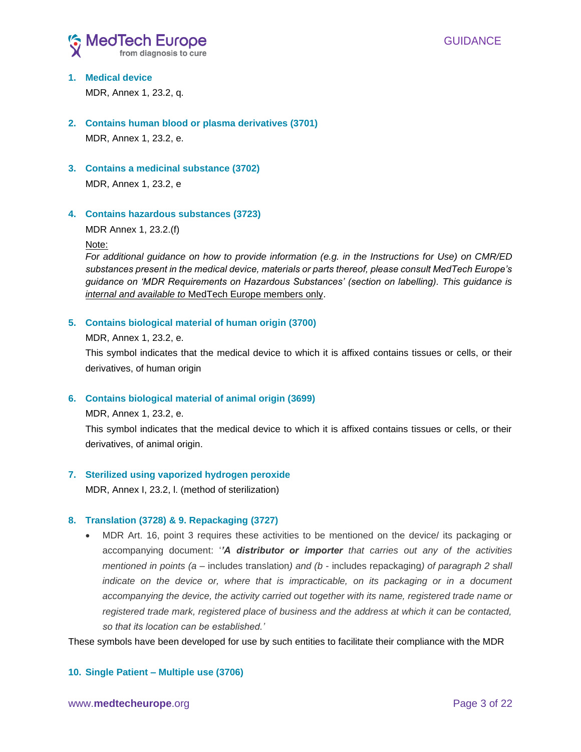1. **Medical device**

   MDR, Annex 1, 23.2, q.

2. **Contains human blood or plasma derivatives (3701)**

   MDR, Annex 1, 23.2, e.

3. **Contains a medicinal substance (3702)**

   MDR, Annex 1, 23.2, e

4. **Contains hazardous substances (3723)**

   MDR Annex 1, 23.2.(f)

   Note:

   *For additional guidance on how to provide information (e.g. in the Instructions for Use) on CMR/ED substances present in the medical device, materials or parts thereof, please consult MedTech Europe's guidance on 'MDR Requirements on Hazardous Substances' (section on labelling). This guidance is internal and available to* MedTech Europe members only.

5. **Contains biological material of human origin (3700)**

   MDR, Annex 1, 23.2, e.

   This symbol indicates that the medical device to which it is affixed contains tissues or cells, or their derivatives, of human origin

6. **Contains biological material of animal origin (3699)**

   MDR, Annex 1, 23.2, e.

   This symbol indicates that the medical device to which it is affixed contains tissues or cells, or their derivatives, of animal origin.

7. **Sterilized using vaporized hydrogen peroxide**

   MDR, Annex I, 23.2, l. (method of sterilization)

8. **Translation (3728) & 9. Repackaging (3727)**

   - MDR Art. 16, point 3 requires these activities to be mentioned on the device/ its packaging or accompanying document: '*'**A distributor or importer** that carries out any of the activities mentioned in points (a* – includes translation*) and (b* - includes repackaging*) of paragraph 2 shall indicate on the device or, where that is impracticable, on its packaging or in a document accompanying the device, the activity carried out together with its name, registered trade name or registered trade mark, registered place of business and the address at which it can be contacted, so that its location can be established.'*

These symbols have been developed for use by such entities to facilitate their compliance with the MDR

10. **Single Patient – Multiple use (3706)**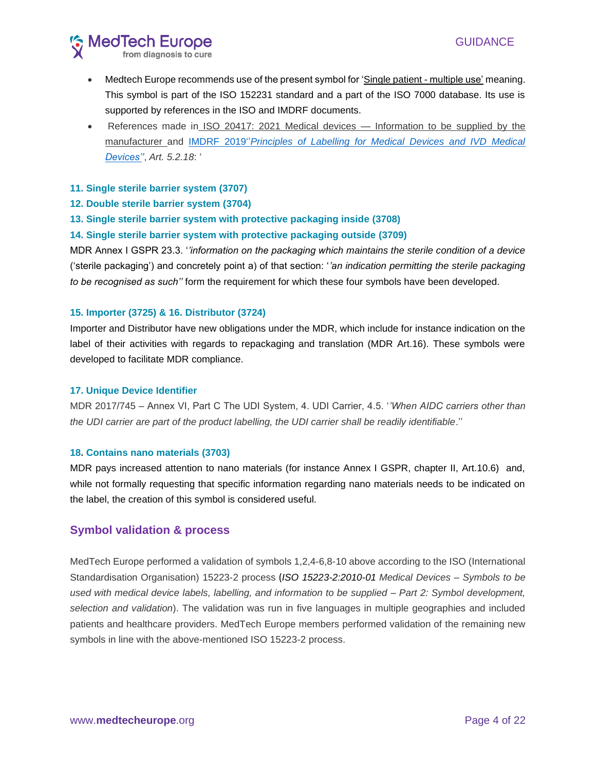- Medtech Europe recommends use of the present symbol for 'Single patient - multiple use' meaning. This symbol is part of the ISO 152231 standard and a part of the ISO 7000 database. Its use is supported by references in the ISO and IMDRF documents.
- References made in ISO 20417: 2021 Medical devices — Information to be supplied by the manufacturer and IMDRF 2019''*Principles of Labelling for Medical Devices and IVD Medical Devices''*, *Art. 5.2.18*: '

**11. Single sterile barrier system (3707)**

**12. Double sterile barrier system (3704)**

**13. Single sterile barrier system with protective packaging inside (3708)**

**14. Single sterile barrier system with protective packaging outside (3709)**

MDR Annex I GSPR 23.3. '*'information on the packaging which maintains the sterile condition of a device* ('sterile packaging') and concretely point a) of that section: '*'an indication permitting the sterile packaging to be recognised as such''* form the requirement for which these four symbols have been developed.

**15. Importer (3725) & 16. Distributor (3724)**

Importer and Distributor have new obligations under the MDR, which include for instance indication on the label of their activities with regards to repackaging and translation (MDR Art.16). These symbols were developed to facilitate MDR compliance.

**17. Unique Device Identifier**

MDR 2017/745 – Annex VI, Part C The UDI System, 4. UDI Carrier, 4.5. '*'When AIDC carriers other than the UDI carrier are part of the product labelling, the UDI carrier shall be readily identifiable*.''

**18. Contains nano materials (3703)**

MDR pays increased attention to nano materials (for instance Annex I GSPR, chapter II, Art.10.6) and, while not formally requesting that specific information regarding nano materials needs to be indicated on the label, the creation of this symbol is considered useful.

## Symbol validation & process

MedTech Europe performed a validation of symbols 1,2,4-6,8-10 above according to the ISO (International Standardisation Organisation) 15223-2 process (*ISO 15223-2:2010-01 Medical Devices – Symbols to be used with medical device labels, labelling, and information to be supplied – Part 2: Symbol development, selection and validation*). The validation was run in five languages in multiple geographies and included patients and healthcare providers. MedTech Europe members performed validation of the remaining new symbols in line with the above-mentioned ISO 15223-2 process.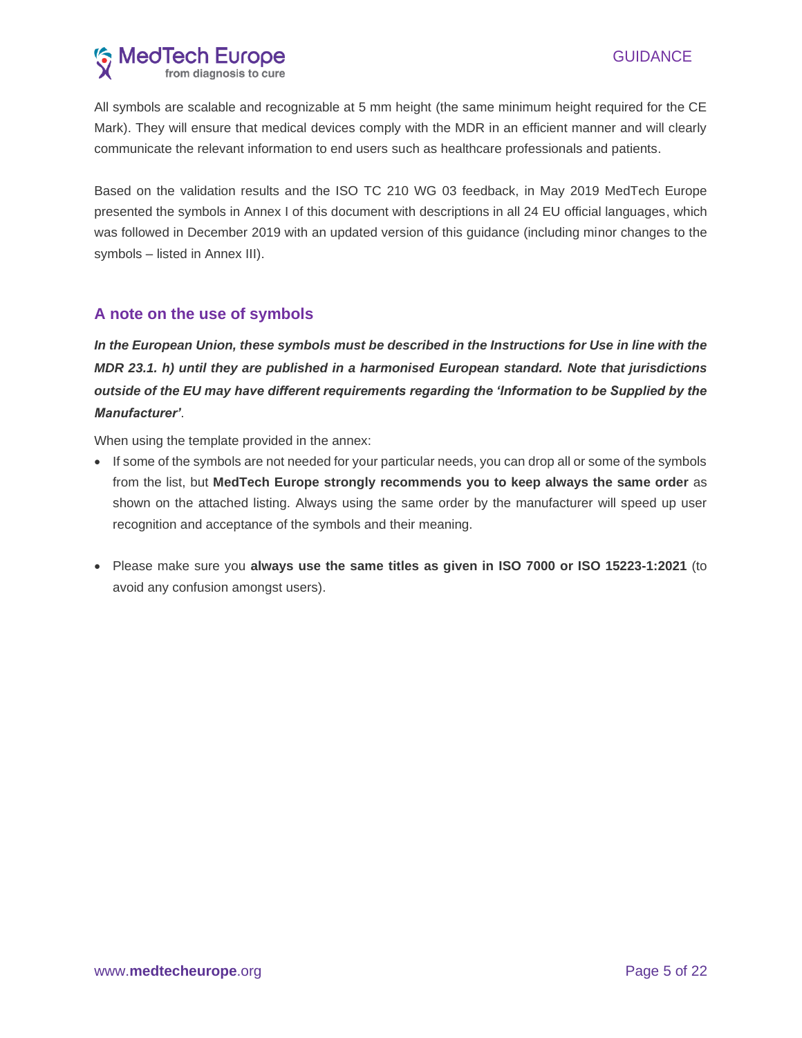All symbols are scalable and recognizable at 5 mm height (the same minimum height required for the CE Mark). They will ensure that medical devices comply with the MDR in an efficient manner and will clearly communicate the relevant information to end users such as healthcare professionals and patients.

Based on the validation results and the ISO TC 210 WG 03 feedback, in May 2019 MedTech Europe presented the symbols in Annex I of this document with descriptions in all 24 EU official languages, which was followed in December 2019 with an updated version of this guidance (including minor changes to the symbols – listed in Annex III).

## A note on the use of symbols

***In the European Union, these symbols must be described in the Instructions for Use in line with the MDR 23.1. h) until they are published in a harmonised European standard. Note that jurisdictions outside of the EU may have different requirements regarding the 'Information to be Supplied by the Manufacturer'.***

When using the template provided in the annex:

- If some of the symbols are not needed for your particular needs, you can drop all or some of the symbols from the list, but **MedTech Europe strongly recommends you to keep always the same order** as shown on the attached listing. Always using the same order by the manufacturer will speed up user recognition and acceptance of the symbols and their meaning.

- Please make sure you **always use the same titles as given in ISO 7000 or ISO 15223-1:2021** (to avoid any confusion amongst users).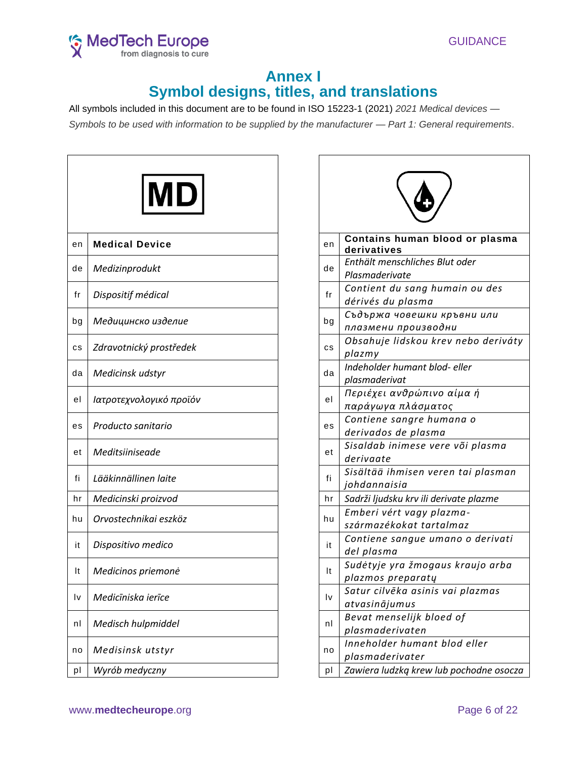# Annex I
# Symbol designs, titles, and translations

All symbols included in this document are to be found in ISO 15223-1 (2021) *2021 Medical devices — Symbols to be used with information to be supplied by the manufacturer — Part 1: General requirements*.

| | MD |
|---|---|
| en | **Medical Device** |
| de | *Medizinprodukt* |
| fr | *Dispositif médical* |
| bg | *Медицинско изделие* |
| cs | *Zdravotnický prostředek* |
| da | *Medicinsk udstyr* |
| el | *Ιατροτεχνολογικό προϊόν* |
| es | *Producto sanitario* |
| et | *Meditsiiniseade* |
| fi | *Lääkinnällinen laite* |
| hr | *Medicinski proizvod* |
| hu | *Orvostechnikai eszköz* |
| it | *Dispositivo medico* |
| lt | *Medicinos priemonė* |
| lv | *Medicīniska ierīce* |
| nl | *Medisch hulpmiddel* |
| no | *Medisinsk utstyr* |
| pl | *Wyrób medyczny* |

| | |
|---|---|
| en | **Contains human blood or plasma derivatives** |
| de | *Enthält menschliches Blut oder Plasmaderivate* |
| fr | *Contient du sang humain ou des dérivés du plasma* |
| bg | *Съдържа човешки кръвни или плазмени производни* |
| cs | *Obsahuje lidskou krev nebo deriváty plazmy* |
| da | *Indeholder humant blod- eller plasmaderivat* |
| el | *Περιέχει ανθρώπινο αίμα ή παράγωγα πλάσματος* |
| es | *Contiene sangre humana o derivados de plasma* |
| et | *Sisaldab inimese vere või plasma derivaate* |
| fi | *Sisältää ihmisen veren tai plasman johdannaisia* |
| hr | *Sadrži ljudsku krv ili derivate plazme* |
| hu | *Emberi vért vagy plazma-származékokat tartalmaz* |
| it | *Contiene sangue umano o derivati del plasma* |
| lt | *Sudėtyje yra žmogaus kraujo arba plazmos preparatų* |
| lv | *Satur cilvēka asinis vai plazmas atvasinājumus* |
| nl | *Bevat menselijk bloed of plasmaderivaten* |
| no | *Inneholder humant blod eller plasmaderivater* |
| pl | *Zawiera ludzką krew lub pochodne osocza* |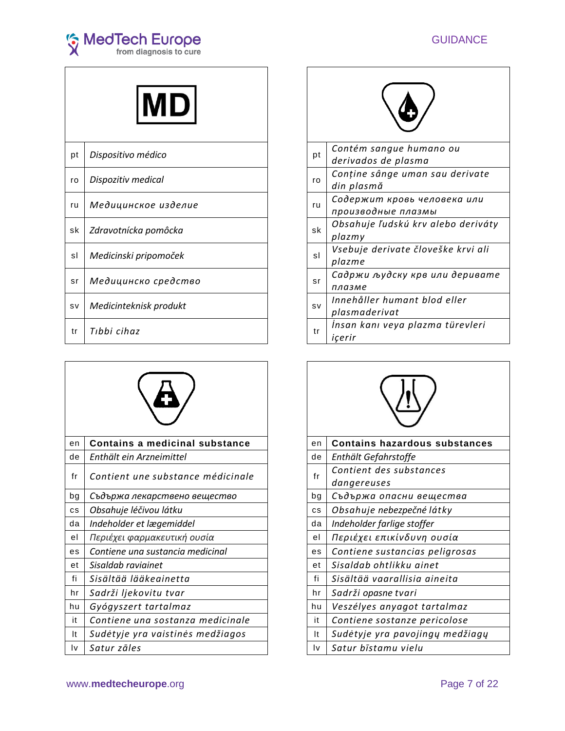| MD | |
|---|---|
| pt | *Dispositivo médico* |
| ro | *Dispozitiv medical* |
| ru | *Медицинское изделие* |
| sk | *Zdravotnícka pomôcka* |
| sl | *Medicinski pripomoček* |
| sr | *Медицинско средство* |
| sv | *Medicinteknisk produkt* |
| tr | *Tıbbi cihaz* |

| | |
|---|---|
| pt | *Contém sangue humano ou derivados de plasma* |
| ro | *Conține sânge uman sau derivate din plasmă* |
| ru | *Содержит кровь человека или производные плазмы* |
| sk | *Obsahuje ľudskú krv alebo deriváty plazmy* |
| sl | *Vsebuje derivate človeške krvi ali plazme* |
| sr | *Садржи људску крв или деривате плазме* |
| sv | *Innehåller humant blod eller plasmaderivat* |
| tr | *İnsan kanı veya plazma türevleri içerir* |

| | |
|---|---|
| en | **Contains a medicinal substance** |
| de | *Enthält ein Arzneimittel* |
| fr | *Contient une substance médicinale* |
| bg | *Съдържа лекарствено вещество* |
| cs | *Obsahuje léčivou látku* |
| da | *Indeholder et lægemiddel* |
| el | *Περιέχει φαρμακευτική ουσία* |
| es | *Contiene una sustancia medicinal* |
| et | *Sisaldab raviainet* |
| fi | *Sisältää lääkeainetta* |
| hr | *Sadrži ljekovitu tvar* |
| hu | *Gyógyszert tartalmaz* |
| it | *Contiene una sostanza medicinale* |
| lt | *Sudėtyje yra vaistinės medžiagos* |
| lv | *Satur zāles* |

| | |
|---|---|
| en | **Contains hazardous substances** |
| de | *Enthält Gefahrstoffe* |
| fr | *Contient des substances dangereuses* |
| bg | *Съдържа опасни вещества* |
| cs | *Obsahuje nebezpečné látky* |
| da | *Indeholder farlige stoffer* |
| el | *Περιέχει επικίνδυνη ουσία* |
| es | *Contiene sustancias peligrosas* |
| et | *Sisaldab ohtlikku ainet* |
| fi | *Sisältää vaarallisia aineita* |
| hr | *Sadrži opasne tvari* |
| hu | *Veszélyes anyagot tartalmaz* |
| it | *Contiene sostanze pericolose* |
| lt | *Sudėtyje yra pavojingų medžiagų* |
| lv | *Satur bīstamu vielu* |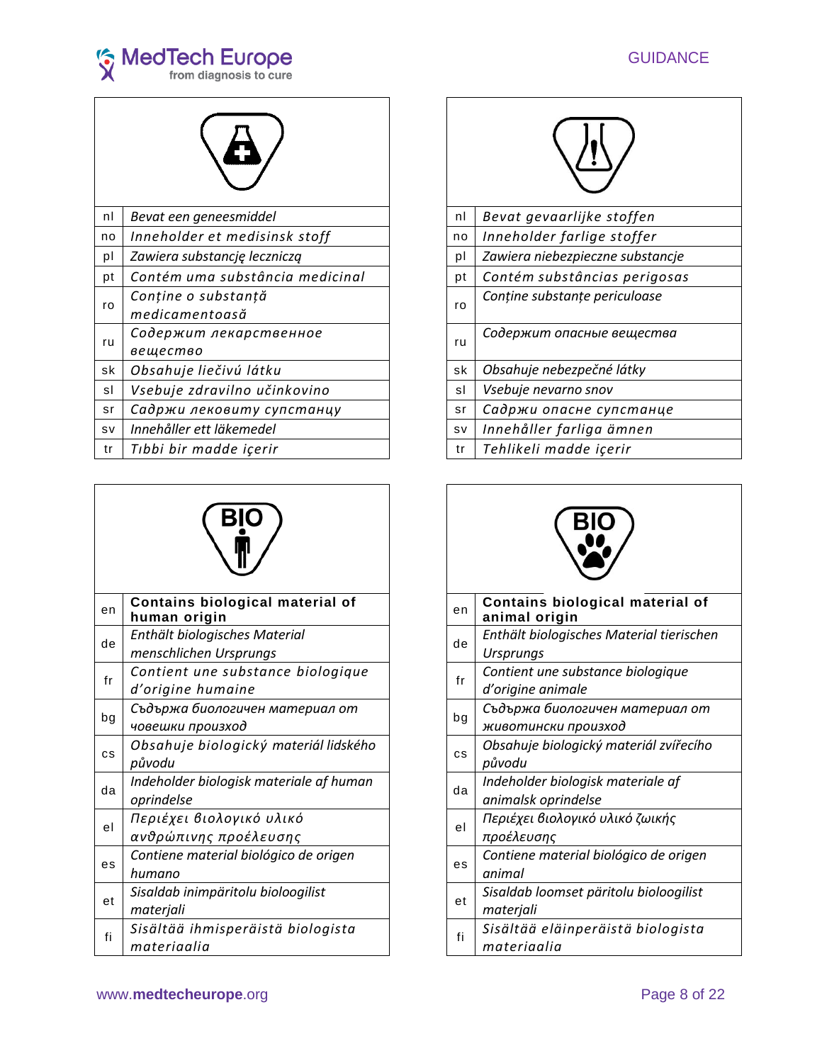| | |
|---|---|
| nl | *Bevat een geneesmiddel* |
| no | *Inneholder et medisinsk stoff* |
| pl | *Zawiera substancję leczniczą* |
| pt | *Contém uma substância medicinal* |
| ro | *Conține o substanță medicamentoasă* |
| ru | *Содержим лекарственное вещество* |
| sk | *Obsahuje liečivú látku* |
| sl | *Vsebuje zdravilno učinkovino* |
| sr | *Садржи лековиту супстанцу* |
| sv | *Innehåller ett läkemedel* |
| tr | *Tıbbi bir madde içerir* |

| | |
|---|---|
| nl | *Bevat gevaarlijke stoffen* |
| no | *Inneholder farlige stoffer* |
| pl | *Zawiera niebezpieczne substancje* |
| pt | *Contém substâncias perigosas* |
| ro | *Conține substanțe periculoase* |
| ru | *Содержим опасные вещества* |
| sk | *Obsahuje nebezpečné látky* |
| sl | *Vsebuje nevarno snov* |
| sr | *Садржи опасне супстанце* |
| sv | *Innehåller farliga ämnen* |
| tr | *Tehlikeli madde içerir* |

| | |
|---|---|
| en | **Contains biological material of human origin** |
| de | *Enthält biologisches Material menschlichen Ursprungs* |
| fr | *Contient une substance biologique d'origine humaine* |
| bg | *Съдържа биологичен материал от човешки произход* |
| cs | *Obsahuje biologický materiál lidského původu* |
| da | *Indeholder biologisk materiale af human oprindelse* |
| el | *Περιέχει βιολογικό υλικό ανθρώπινης προέλευσης* |
| es | *Contiene material biológico de origen humano* |
| et | *Sisaldab inimpäritolu bioloogilist materjali* |
| fi | *Sisältää ihmisperäistä biologista materiaalia* |

| | |
|---|---|
| en | **Contains biological material of animal origin** |
| de | *Enthält biologisches Material tierischen Ursprungs* |
| fr | *Contient une substance biologique d'origine animale* |
| bg | *Съдържа биологичен материал от животински произход* |
| cs | *Obsahuje biologický materiál zvířecího původu* |
| da | *Indeholder biologisk materiale af animalsk oprindelse* |
| el | *Περιέχει βιολογικό υλικό ζωικής προέλευσης* |
| es | *Contiene material biológico de origen animal* |
| et | *Sisaldab loomset päritolu bioloogilist materjali* |
| fi | *Sisältää eläinperäistä biologista materiaalia* |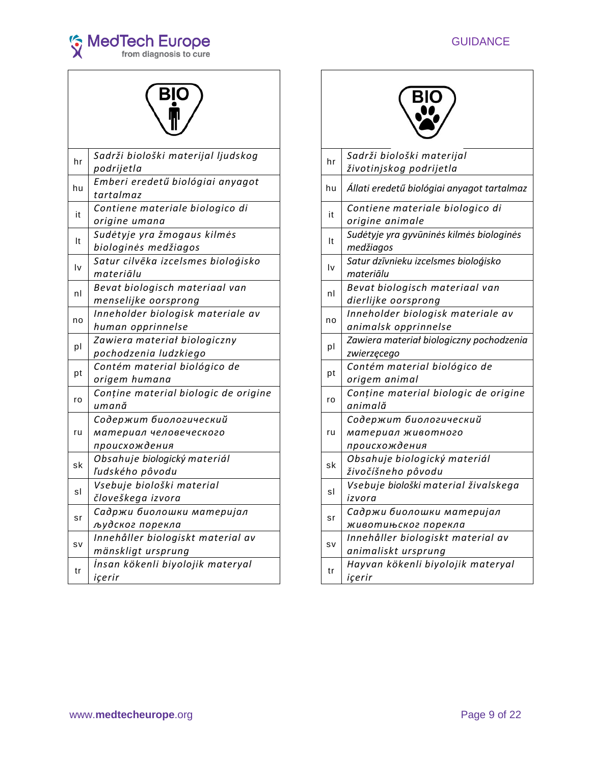| BIO (human) | |
|---|---|
| hr | *Sadrži biološki materijal ljudskog podrijetla* |
| hu | *Emberi eredetű biológiai anyagot tartalmaz* |
| it | *Contiene materiale biologico di origine umana* |
| lt | *Sudėtyje yra žmogaus kilmės biologinės medžiagos* |
| lv | *Satur cilvēka izcelsmes bioloģisko materiālu* |
| nl | *Bevat biologisch materiaal van menselijke oorsprong* |
| no | *Inneholder biologisk materiale av human opprinnelse* |
| pl | *Zawiera materiał biologiczny pochodzenia ludzkiego* |
| pt | *Contém material biológico de origem humana* |
| ro | *Conține material biologic de origine umană* |
| ru | *Содержит биологический материал человеческого происхождения* |
| sk | *Obsahuje biologický materiál ľudského pôvodu* |
| sl | *Vsebuje biološki material človeškega izvora* |
| sr | *Садржи биолошки материјал људског порекла* |
| sv | *Innehåller biologiskt material av mänskligt ursprung* |
| tr | *İnsan kökenli biyolojik materyal içerir* |

| BIO (animal) | |
|---|---|
| hr | *Sadrži biološki materijal životinjskog podrijetla* |
| hu | *Állati eredetű biológiai anyagot tartalmaz* |
| it | *Contiene materiale biologico di origine animale* |
| lt | *Sudėtyje yra gyvūninės kilmės biologinės medžiagos* |
| lv | *Satur dzīvnieku izcelsmes bioloģisko materiālu* |
| nl | *Bevat biologisch materiaal van dierlijke oorsprong* |
| no | *Inneholder biologisk materiale av animalsk opprinnelse* |
| pl | *Zawiera materiał biologiczny pochodzenia zwierzęcego* |
| pt | *Contém material biológico de origem animal* |
| ro | *Conține material biologic de origine animală* |
| ru | *Содержит биологический материал животного происхождения* |
| sk | *Obsahuje biologický materiál živočíšneho pôvodu* |
| sl | *Vsebuje biološki material živalskega izvora* |
| sr | *Садржи биолошки материјал животињског порекла* |
| sv | *Innehåller biologiskt material av animaliskt ursprung* |
| tr | *Hayvan kökenli biyolojik materyal içerir* |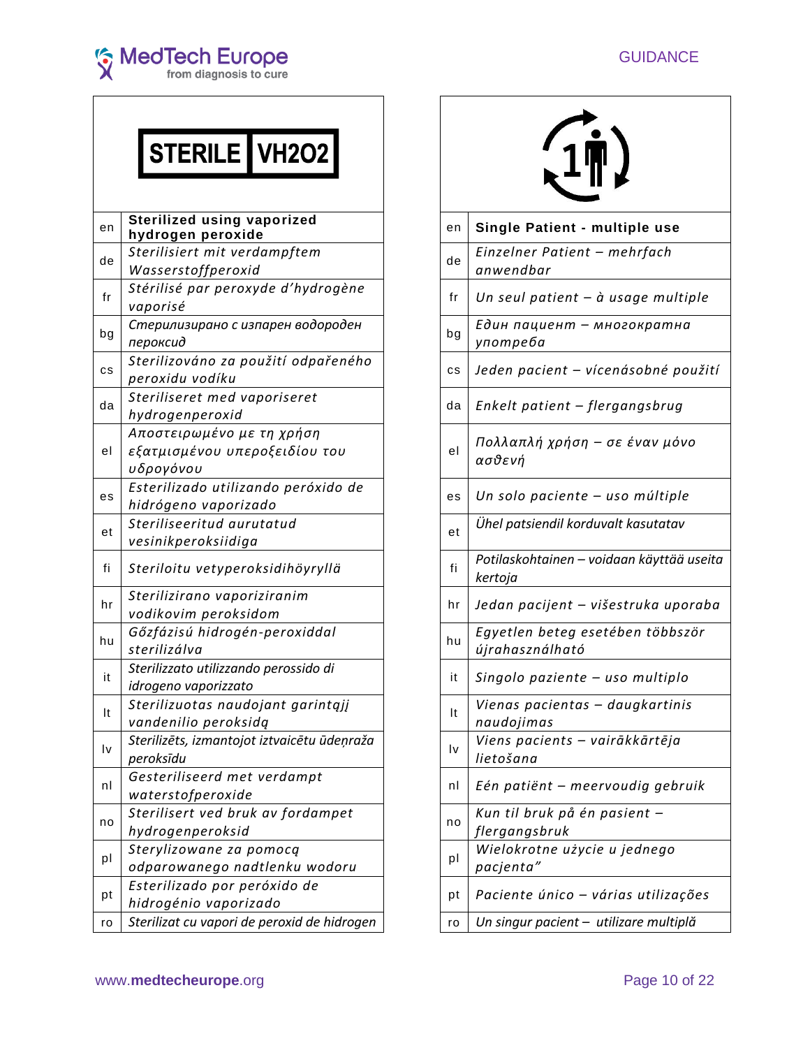GUIDANCE

| STERILE VH2O2 | |
|---|---|
| en | **Sterilized using vaporized hydrogen peroxide** |
| de | *Sterilisiert mit verdampftem Wasserstoffperoxid* |
| fr | *Stérilisé par peroxyde d'hydrogène vaporisé* |
| bg | *Стерилизирано с изпарен водороден пероксид* |
| cs | *Sterilizováno za použití odpařeného peroxidu vodíku* |
| da | *Steriliseret med vaporiseret hydrogenperoxid* |
| el | *Αποστειρωμένο με τη χρήση εξατμισμένου υπεροξειδίου του υδρογόνου* |
| es | *Esterilizado utilizando peróxido de hidrógeno vaporizado* |
| et | *Steriliseeritud aurutatud vesinikperoksiidiga* |
| fi | *Steriloitu vetyperoksidihöyryllä* |
| hr | *Sterilizirano vaporiziranim vodikovim peroksidom* |
| hu | *Gőzfázisú hidrogén-peroxiddal sterilizálva* |
| it | *Sterilizzato utilizzando perossido di idrogeno vaporizzato* |
| lt | *Sterilizuotas naudojant garintąjį vandenilio peroksidą* |
| lv | *Sterilizēts, izmantojot iztvaicētu ūdeņraža peroksīdu* |
| nl | *Gesteriliseerd met verdampt waterstofperoxide* |
| no | *Sterilisert ved bruk av fordampet hydrogenperoksid* |
| pl | *Sterylizowane za pomocą odparowanego nadtlenku wodoru* |
| pt | *Esterilizado por peróxido de hidrogénio vaporizado* |
| ro | *Sterilizat cu vapori de peroxid de hidrogen* |

| | |
|---|---|
| en | **Single Patient - multiple use** |
| de | *Einzelner Patient – mehrfach anwendbar* |
| fr | *Un seul patient – à usage multiple* |
| bg | *Един пациент – многократна употреба* |
| cs | *Jeden pacient – vícenásobné použití* |
| da | *Enkelt patient – flergangsbrug* |
| el | *Πολλαπλή χρήση – σε έναν μόνο ασθενή* |
| es | *Un solo paciente – uso múltiple* |
| et | *Ühel patsiendil korduvalt kasutatav* |
| fi | *Potilaskohtainen – voidaan käyttää useita kertoja* |
| hr | *Jedan pacijent – višestruka uporaba* |
| hu | *Egyetlen beteg esetében többször újrahasználható* |
| it | *Singolo paziente – uso multiplo* |
| lt | *Vienas pacientas – daugkartinis naudojimas* |
| lv | *Viens pacients – vairākkārtēja lietošana* |
| nl | *Eén patiënt – meervoudig gebruik* |
| no | *Kun til bruk på én pasient – flergangsbruk* |
| pl | *Wielokrotne użycie u jednego pacjenta"* |
| pt | *Paciente único – várias utilizações* |
| ro | *Un singur pacient – utilizare multiplă* |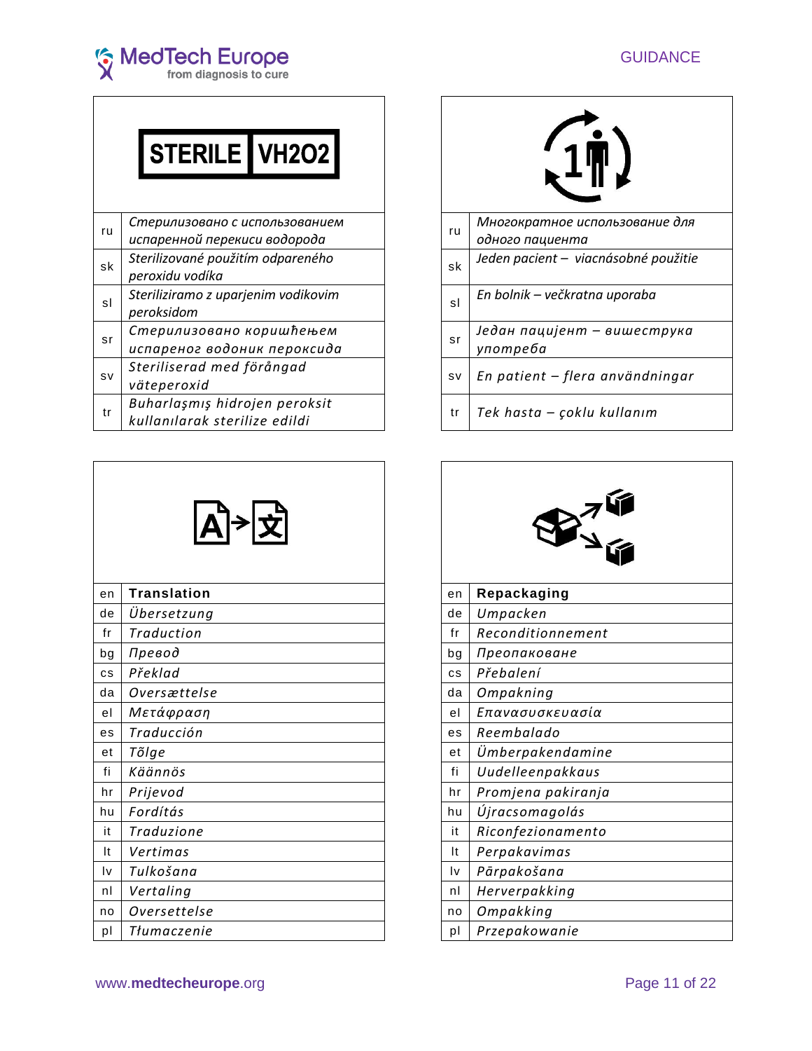| | STERILE VH2O2 |
|---|---|
| ru | *Стерилизовано с использованием испаренной перекиси водорода* |
| sk | *Sterilizované použitím odpareného peroxidu vodíka* |
| sl | *Steriliziramo z uparjenim vodikovim peroksidom* |
| sr | *Стерилизовано коришћењем испареног водоник пероксида* |
| sv | *Steriliserad med förångad väteperoxid* |
| tr | *Buharlaşmış hidrojen peroksit kullanılarak sterilize edildi* |

| | |
|---|---|
| ru | *Многократное использование для одного пациента* |
| sk | *Jeden pacient – viacnásobné použitie* |
| sl | *En bolnik – večkratna uporaba* |
| sr | *Један пацијент – вишеструка употреба* |
| sv | *En patient – flera användningar* |
| tr | *Tek hasta – çoklu kullanım* |

| | |
|---|---|
| en | **Translation** |
| de | *Übersetzung* |
| fr | *Traduction* |
| bg | *Превод* |
| cs | *Překlad* |
| da | *Oversættelse* |
| el | *Μετάφραση* |
| es | *Traducción* |
| et | *Tõlge* |
| fi | *Käännös* |
| hr | *Prijevod* |
| hu | *Fordítás* |
| it | *Traduzione* |
| lt | *Vertimas* |
| lv | *Tulkošana* |
| nl | *Vertaling* |
| no | *Oversettelse* |
| pl | *Tłumaczenie* |

| | |
|---|---|
| en | **Repackaging** |
| de | *Umpacken* |
| fr | *Reconditionnement* |
| bg | *Преопаковане* |
| cs | *Přebalení* |
| da | *Ompakning* |
| el | *Επανασυσκευασία* |
| es | *Reembalado* |
| et | *Ümberpakendamine* |
| fi | *Uudelleenpakkaus* |
| hr | *Promjena pakiranja* |
| hu | *Újracsomagolás* |
| it | *Riconfezionamento* |
| lt | *Perpakavimas* |
| lv | *Pārpakošana* |
| nl | *Herverpakking* |
| no | *Ompakking* |
| pl | *Przepakowanie* |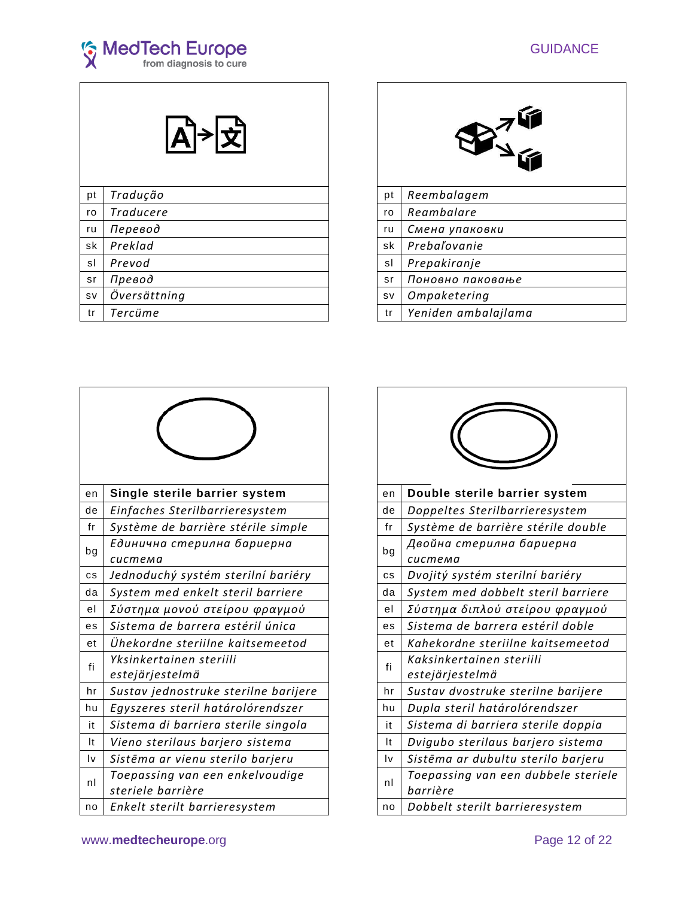| | |
|---|---|
| pt | *Tradução* |
| ro | *Traducere* |
| ru | *Перевод* |
| sk | *Preklad* |
| sl | *Prevod* |
| sr | *Превод* |
| sv | *Översättning* |
| tr | *Tercüme* |

| | |
|---|---|
| pt | *Reembalagem* |
| ro | *Reambalare* |
| ru | *Смена упаковки* |
| sk | *Prebaľovanie* |
| sl | *Prepakiranje* |
| sr | *Поновно паковање* |
| sv | *Ompaketering* |
| tr | *Yeniden ambalajlama* |

| | |
|---|---|
| en | **Single sterile barrier system** |
| de | *Einfaches Sterilbarrieresystem* |
| fr | *Système de barrière stérile simple* |
| bg | *Единична стерилна бариерна система* |
| cs | *Jednoduchý systém sterilní bariéry* |
| da | *System med enkelt steril barriere* |
| el | *Σύστημα μονού στείρου φραγμού* |
| es | *Sistema de barrera estéril única* |
| et | *Ühekordne steriilne kaitsemeetod* |
| fi | *Yksinkertainen steriili estejärjestelmä* |
| hr | *Sustav jednostruke sterilne barijere* |
| hu | *Egyszeres steril határolórendszer* |
| it | *Sistema di barriera sterile singola* |
| lt | *Vieno sterilaus barjero sistema* |
| lv | *Sistēma ar vienu sterilo barjeru* |
| nl | *Toepassing van een enkelvoudige steriele barrière* |
| no | *Enkelt sterilt barrieresystem* |

| | |
|---|---|
| en | **Double sterile barrier system** |
| de | *Doppeltes Sterilbarrieresystem* |
| fr | *Système de barrière stérile double* |
| bg | *Двойна стерилна бариерна система* |
| cs | *Dvojitý systém sterilní bariéry* |
| da | *System med dobbelt steril barriere* |
| el | *Σύστημα διπλού στείρου φραγμού* |
| es | *Sistema de barrera estéril doble* |
| et | *Kahekordne steriilne kaitsemeetod* |
| fi | *Kaksinkertainen steriili estejärjestelmä* |
| hr | *Sustav dvostruke sterilne barijere* |
| hu | *Dupla steril határolórendszer* |
| it | *Sistema di barriera sterile doppia* |
| lt | *Dvigubo sterilaus barjero sistema* |
| lv | *Sistēma ar dubultu sterilo barjeru* |
| nl | *Toepassing van een dubbele steriele barrière* |
| no | *Dobbelt sterilt barrieresystem* |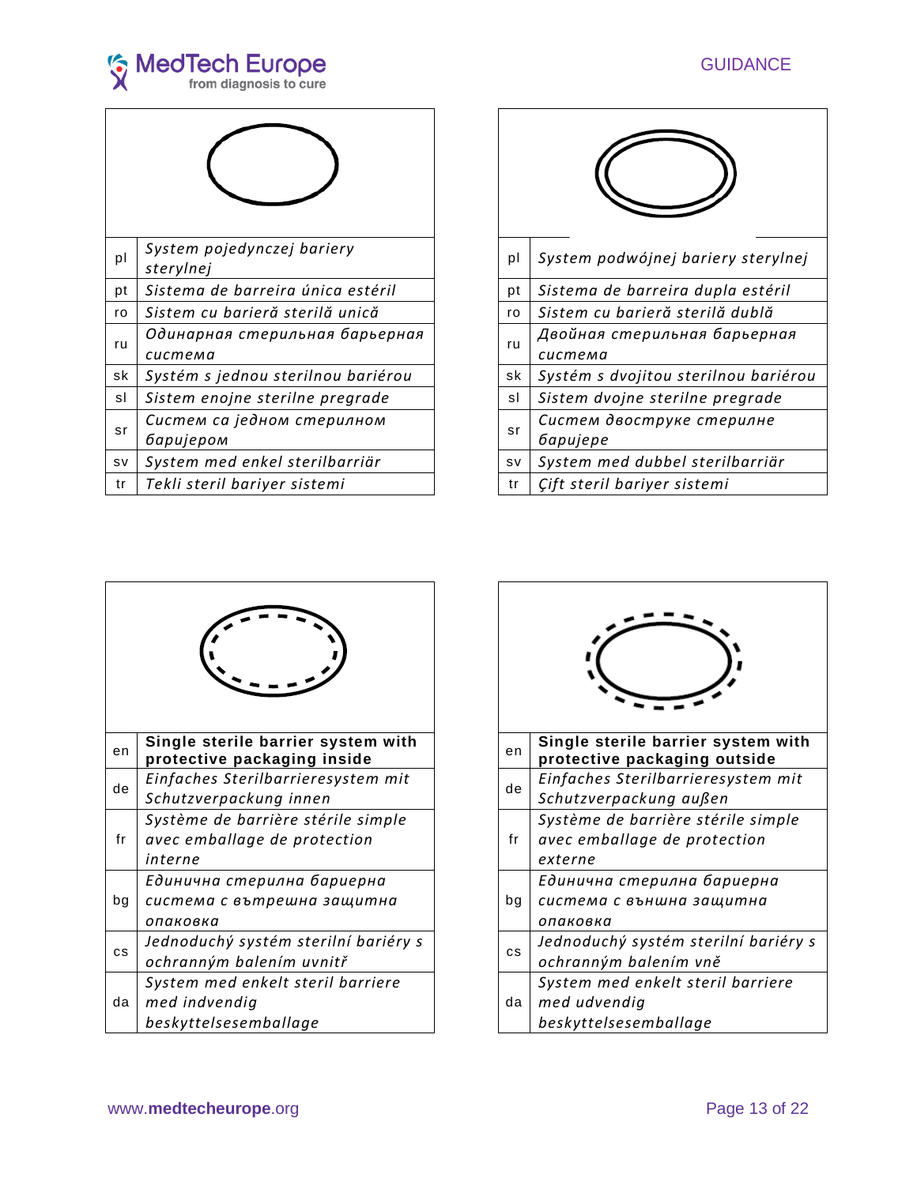| | |
|---|---|
| pl | *System pojedynczej bariery sterylnej* |
| pt | *Sistema de barreira única estéril* |
| ro | *Sistem cu barieră sterilă unică* |
| ru | *Одинарная стерильная барьерная система* |
| sk | *Systém s jednou sterilnou bariérou* |
| sl | *Sistem enojne sterilne pregrade* |
| sr | *Систем са једном стерилном баријером* |
| sv | *System med enkel sterilbarriär* |
| tr | *Tekli steril bariyer sistemi* |

| | |
|---|---|
| pl | *System podwójnej bariery sterylnej* |
| pt | *Sistema de barreira dupla estéril* |
| ro | *Sistem cu barieră sterilă dublă* |
| ru | *Двойная стерильная барьерная система* |
| sk | *Systém s dvojitou sterilnou bariérou* |
| sl | *Sistem dvojne sterilne pregrade* |
| sr | *Систем двоструке стерилне баријере* |
| sv | *System med dubbel sterilbarriär* |
| tr | *Çift steril bariyer sistemi* |

| | |
|---|---|
| en | **Single sterile barrier system with protective packaging inside** |
| de | *Einfaches Sterilbarrieresystem mit Schutzverpackung innen* |
| fr | *Système de barrière stérile simple avec emballage de protection interne* |
| bg | *Единична стерилна бариерна система с вътрешна защитна опаковка* |
| cs | *Jednoduchý systém sterilní bariéry s ochranným balením uvnitř* |
| da | *System med enkelt steril barriere med indvendig beskyttelsesemballage* |

| | |
|---|---|
| en | **Single sterile barrier system with protective packaging outside** |
| de | *Einfaches Sterilbarrieresystem mit Schutzverpackung außen* |
| fr | *Système de barrière stérile simple avec emballage de protection externe* |
| bg | *Единична стерилна бариерна система с външна защитна опаковка* |
| cs | *Jednoduchý systém sterilní bariéry s ochranným balením vně* |
| da | *System med enkelt steril barriere med udvendig beskyttelsesemballage* |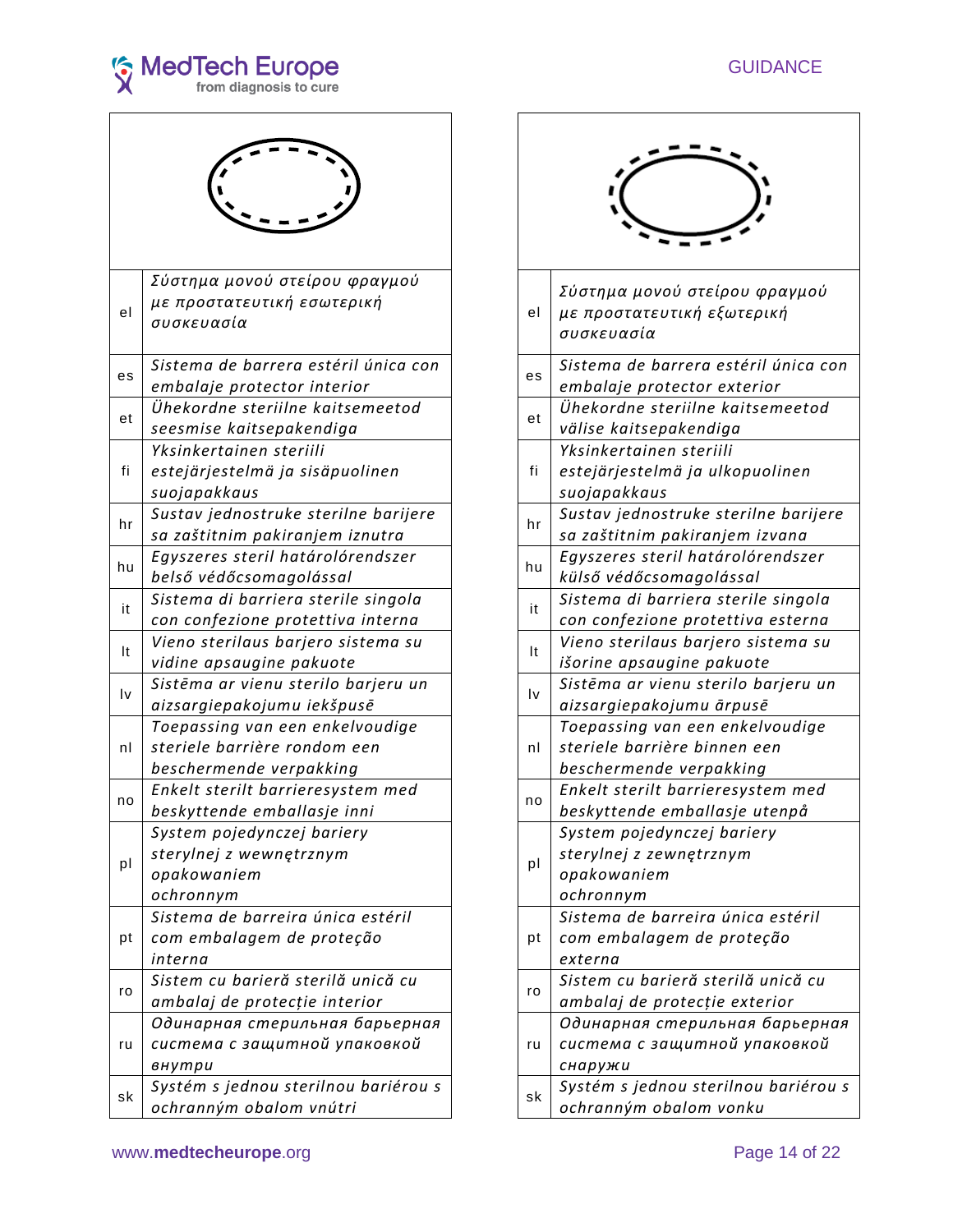| | |
|---|---|
| el | *Σύστημα μονού στείρου φραγμού με προστατευτική εσωτερική συσκευασία* |
| es | *Sistema de barrera estéril única con embalaje protector interior* |
| et | *Ühekordne steriilne kaitsemeetod seesmise kaitsepakendiga* |
| fi | *Yksinkertainen steriili estejärjestelmä ja sisäpuolinen suojapakkaus* |
| hr | *Sustav jednostruke sterilne barijere sa zaštitnim pakiranjem iznutra* |
| hu | *Egyszeres steril határolórendszer belső védőcsomagolással* |
| it | *Sistema di barriera sterile singola con confezione protettiva interna* |
| lt | *Vieno sterilaus barjero sistema su vidine apsaugine pakuote* |
| lv | *Sistēma ar vienu sterilo barjeru un aizsargiepakojumu iekšpusē* |
| nl | *Toepassing van een enkelvoudige steriele barrière rondom een beschermende verpakking* |
| no | *Enkelt sterilt barrieresystem med beskyttende emballasje inni* |
| pl | *System pojedynczej bariery sterylnej z wewnętrznym opakowaniem ochronnym* |
| pt | *Sistema de barreira única estéril com embalagem de proteção interna* |
| ro | *Sistem cu barieră sterilă unică cu ambalaj de protecție interior* |
| ru | *Одинарная стерильная барьерная система с защитной упаковкой внутри* |
| sk | *Systém s jednou sterilnou bariérou s ochranným obalom vnútri* |

| | |
|---|---|
| el | *Σύστημα μονού στείρου φραγμού με προστατευτική εξωτερική συσκευασία* |
| es | *Sistema de barrera estéril única con embalaje protector exterior* |
| et | *Ühekordne steriilne kaitsemeetod välise kaitsepakendiga* |
| fi | *Yksinkertainen steriili estejärjestelmä ja ulkopuolinen suojapakkaus* |
| hr | *Sustav jednostruke sterilne barijere sa zaštitnim pakiranjem izvana* |
| hu | *Egyszeres steril határolórendszer külső védőcsomagolással* |
| it | *Sistema di barriera sterile singola con confezione protettiva esterna* |
| lt | *Vieno sterilaus barjero sistema su išorine apsaugine pakuote* |
| lv | *Sistēma ar vienu sterilo barjeru un aizsargiepakojumu ārpusē* |
| nl | *Toepassing van een enkelvoudige steriele barrière binnen een beschermende verpakking* |
| no | *Enkelt sterilt barrieresystem med beskyttende emballasje utenpå* |
| pl | *System pojedynczej bariery sterylnej z zewnętrznym opakowaniem ochronnym* |
| pt | *Sistema de barreira única estéril com embalagem de proteção externa* |
| ro | *Sistem cu barieră sterilă unică cu ambalaj de protecție exterior* |
| ru | *Одинарная стерильная барьерная система с защитной упаковкой снаружи* |
| sk | *Systém s jednou sterilnou bariérou s ochranným obalom vonku* |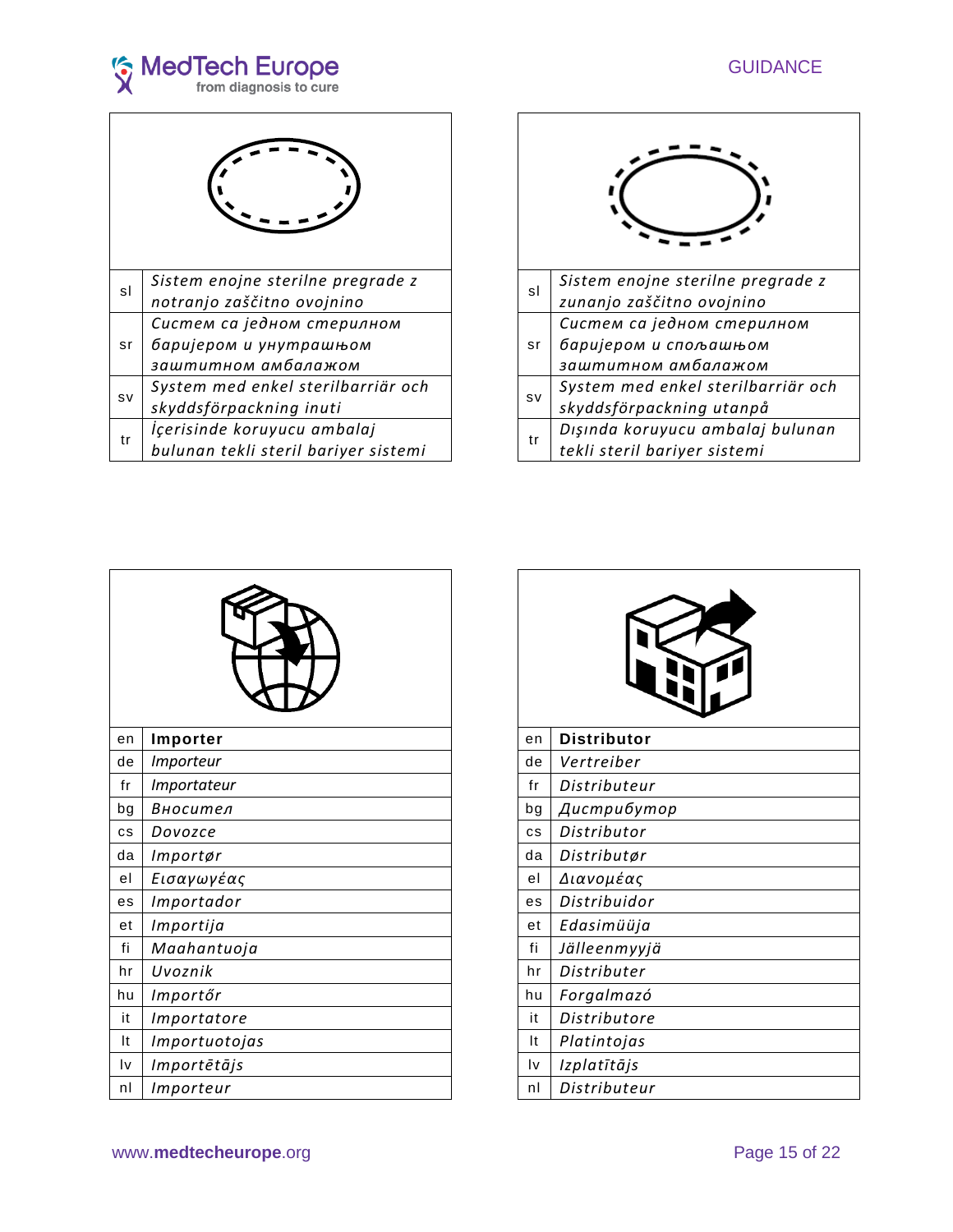| | |
|---|---|
| sl | *Sistem enojne sterilne pregrade z notranjo zaščitno ovojnino* |
| sr | *Систем са једном стерилном баријером и унутрашњом заштитном амбалажом* |
| sv | *System med enkel sterilbarriär och skyddsförpackning inuti* |
| tr | *İçerisinde koruyucu ambalaj bulunan tekli steril bariyer sistemi* |

| | |
|---|---|
| sl | *Sistem enojne sterilne pregrade z zunanjo zaščitno ovojnino* |
| sr | *Систем са једном стерилном баријером и спољашњом заштитном амбалажом* |
| sv | *System med enkel sterilbarriär och skyddsförpackning utanpå* |
| tr | *Dışında koruyucu ambalaj bulunan tekli steril bariyer sistemi* |

| | |
|---|---|
| en | **Importer** |
| de | *Importeur* |
| fr | *Importateur* |
| bg | *Вносител* |
| cs | *Dovozce* |
| da | *Importør* |
| el | *Εισαγωγέας* |
| es | *Importador* |
| et | *Importija* |
| fi | *Maahantuoja* |
| hr | *Uvoznik* |
| hu | *Importőr* |
| it | *Importatore* |
| lt | *Importuotojas* |
| lv | *Importētājs* |
| nl | *Importeur* |

| | |
|---|---|
| en | **Distributor** |
| de | *Vertreiber* |
| fr | *Distributeur* |
| bg | *Дистрибутор* |
| cs | *Distributor* |
| da | *Distributør* |
| el | *Διανομέας* |
| es | *Distribuidor* |
| et | *Edasimüüja* |
| fi | *Jälleenmyyjä* |
| hr | *Distributer* |
| hu | *Forgalmazó* |
| it | *Distributore* |
| lt | *Platintojas* |
| lv | *Izplatītājs* |
| nl | *Distributeur* |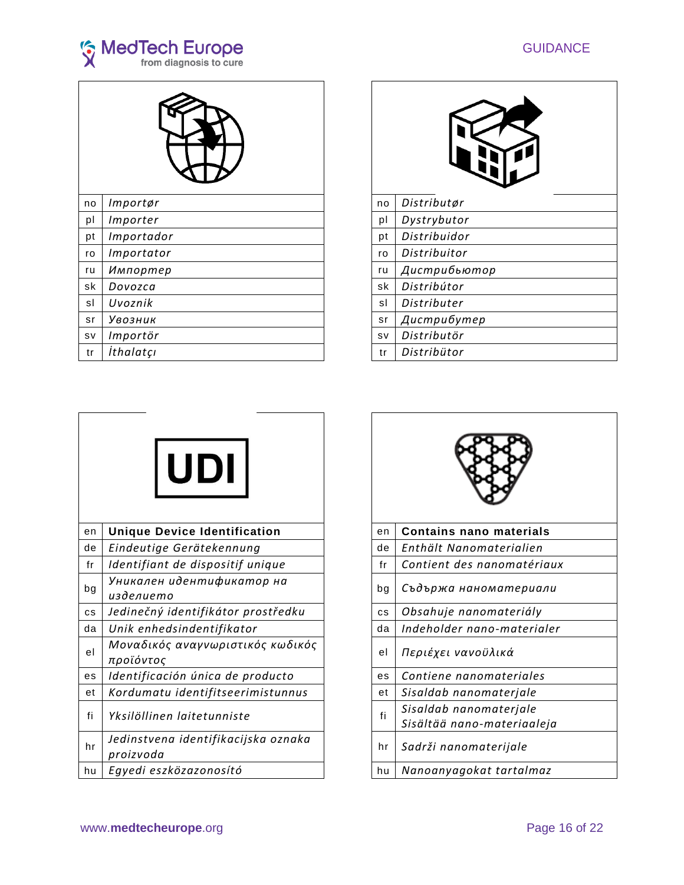| | |
|---|---|
| no | *Importør* |
| pl | *Importer* |
| pt | *Importador* |
| ro | *Importator* |
| ru | *Импортер* |
| sk | *Dovozca* |
| sl | *Uvoznik* |
| sr | *Увозник* |
| sv | *Importör* |
| tr | *İthalatçı* |

| | |
|---|---|
| no | *Distributør* |
| pl | *Dystrybutor* |
| pt | *Distribuidor* |
| ro | *Distribuitor* |
| ru | *Дистрибьютор* |
| sk | *Distribútor* |
| sl | *Distributer* |
| sr | *Дистрибутер* |
| sv | *Distributör* |
| tr | *Distribütor* |

UDI

| | |
|---|---|
| en | **Unique Device Identification** |
| de | *Eindeutige Gerätekennung* |
| fr | *Identifiant de dispositif unique* |
| bg | *Уникален идентификатор на изделието* |
| cs | *Jedinečný identifikátor prostředku* |
| da | *Unik enhedsindentifikator* |
| el | *Μοναδικός αναγνωριστικός κωδικός προϊόντος* |
| es | *Identificación única de producto* |
| et | *Kordumatu identifitseerimistunnus* |
| fi | *Yksilöllinen laitetunniste* |
| hr | *Jedinstvena identifikacijska oznaka proizvoda* |
| hu | *Egyedi eszközazonosító* |

| | |
|---|---|
| en | **Contains nano materials** |
| de | *Enthält Nanomaterialien* |
| fr | *Contient des nanomatériaux* |
| bg | *Съдържа наноматериали* |
| cs | *Obsahuje nanomateriály* |
| da | *Indeholder nano-materialer* |
| el | *Περιέχει νανοϋλικά* |
| es | *Contiene nanomateriales* |
| et | *Sisaldab nanomaterjale* |
| fi | *Sisaldab nanomaterjale Sisältää nano-materiaaleja* |
| hr | *Sadrži nanomaterijale* |
| hu | *Nanoanyagokat tartalmaz* |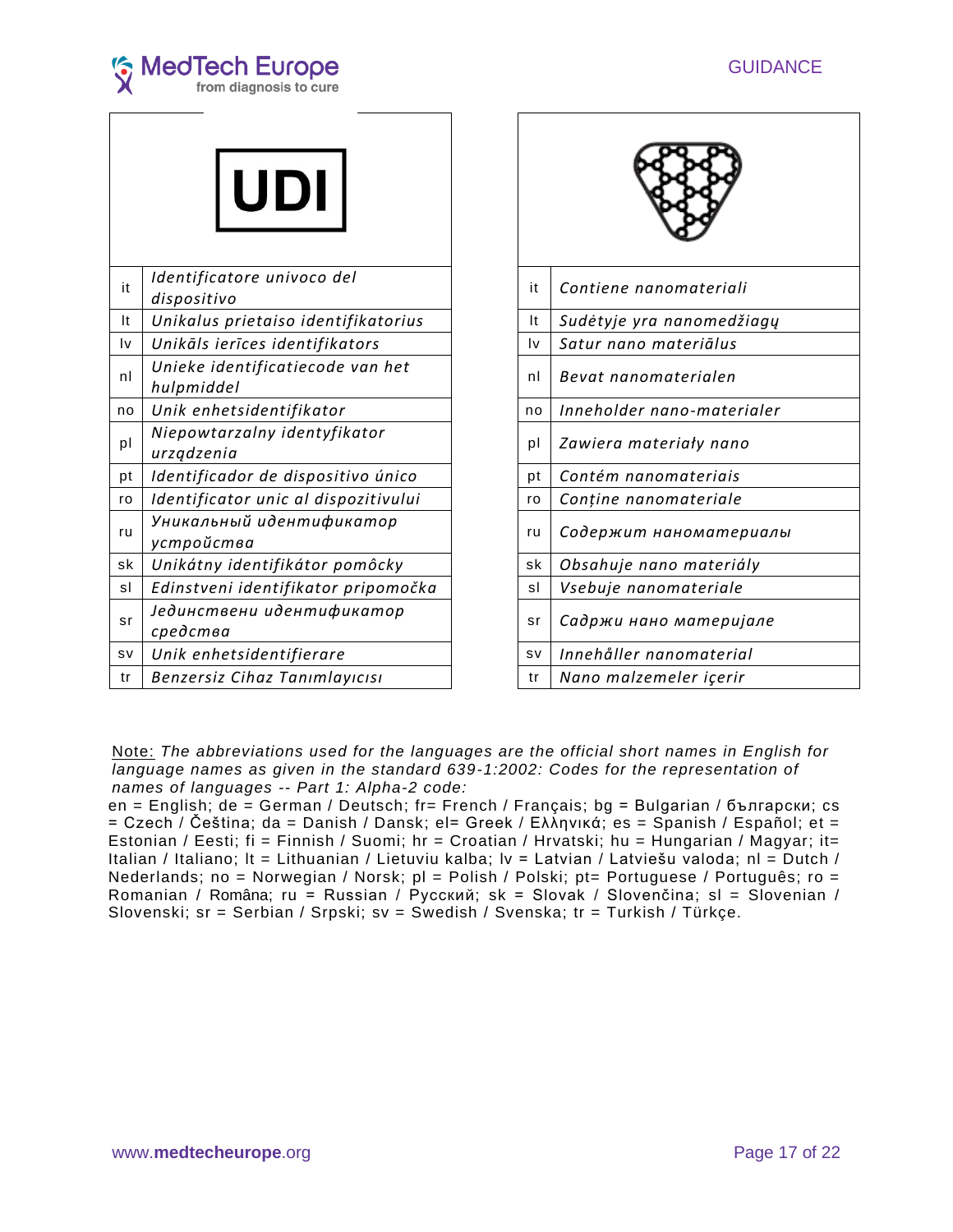| UDI | |
|---|---|
| it | Identificatore univoco del dispositivo |
| lt | Unikalus prietaiso identifikatorius |
| lv | Unikāls ierīces identifikators |
| nl | Unieke identificatiecode van het hulpmiddel |
| no | Unik enhetsidentifikator |
| pl | Niepowtarzalny identyfikator urządzenia |
| pt | Identificador de dispositivo único |
| ro | Identificator unic al dispozitivului |
| ru | Уникальный идентификатор устройства |
| sk | Unikátny identifikátor pomôcky |
| sl | Edinstveni identifikator pripomočka |
| sr | Јединствени идентификатор средства |
| sv | Unik enhetsidentifierare |
| tr | Benzersiz Cihaz Tanımlayıcısı |

| | |
|---|---|
| it | Contiene nanomateriali |
| lt | Sudėtyje yra nanomedžiagų |
| lv | Satur nano materiālus |
| nl | Bevat nanomaterialen |
| no | Inneholder nano-materialer |
| pl | Zawiera materiały nano |
| pt | Contém nanomateriais |
| ro | Conține nanomateriale |
| ru | Содержит наноматериалы |
| sk | Obsahuje nano materiály |
| sl | Vsebuje nanomateriale |
| sr | Садржи нано материјале |
| sv | Innehåller nanomaterial |
| tr | Nano malzemeler içerir |

Note: *The abbreviations used for the languages are the official short names in English for language names as given in the standard 639-1:2002: Codes for the representation of names of languages -- Part 1: Alpha-2 code:*

en = English; de = German / Deutsch; fr= French / Français; bg = Bulgarian / български; cs = Czech / Čeština; da = Danish / Dansk; el= Greek / Ελληνικά; es = Spanish / Español; et = Estonian / Eesti; fi = Finnish / Suomi; hr = Croatian / Hrvatski; hu = Hungarian / Magyar; it= Italian / Italiano; lt = Lithuanian / Lietuviu kalba; lv = Latvian / Latviešu valoda; nl = Dutch / Nederlands; no = Norwegian / Norsk; pl = Polish / Polski; pt= Portuguese / Português; ro = Romanian / Româna; ru = Russian / Русский; sk = Slovak / Slovenčina; sl = Slovenian / Slovenski; sr = Serbian / Srpski; sv = Swedish / Svenska; tr = Turkish / Türkçe.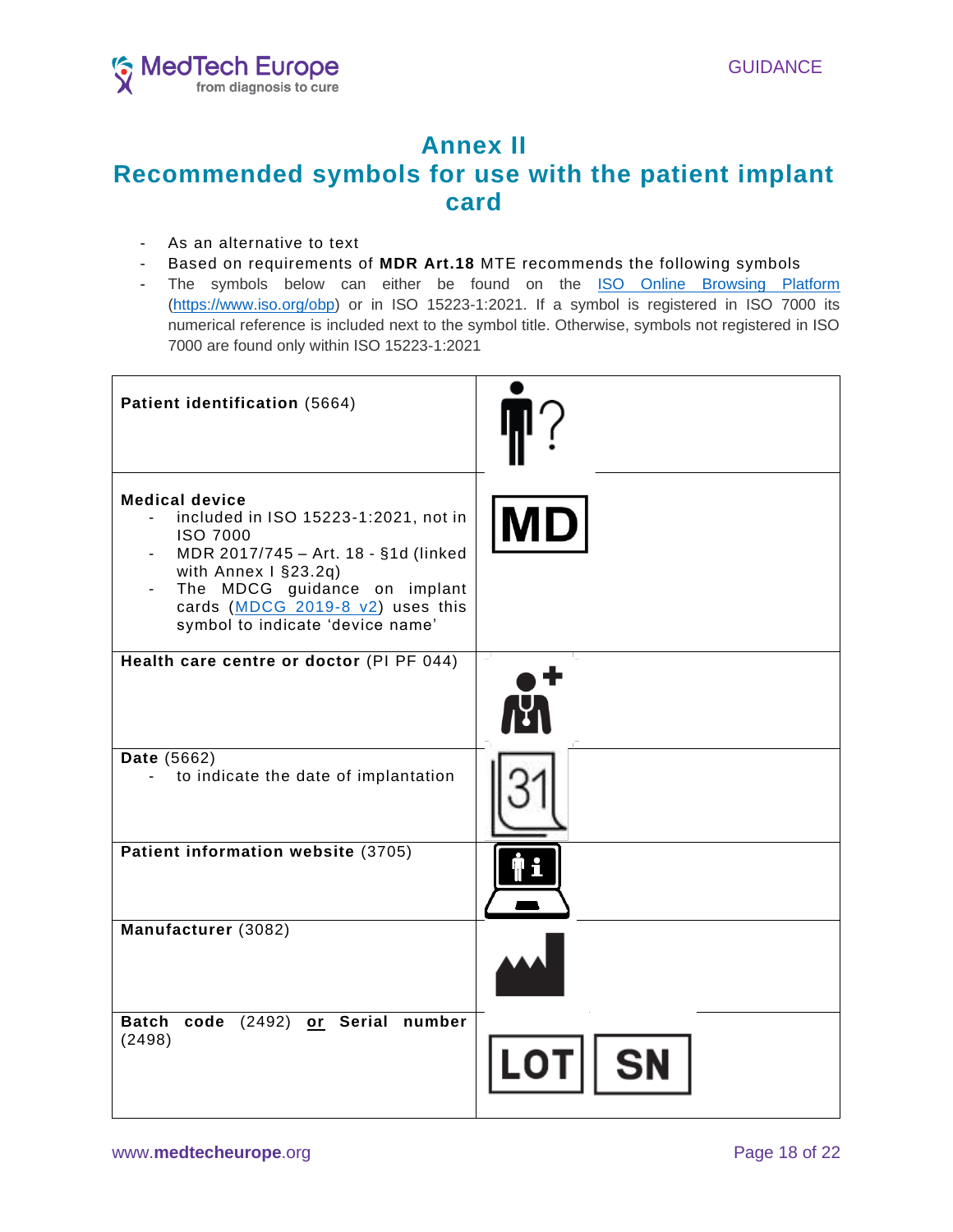# Annex II

## Recommended symbols for use with the patient implant card

- As an alternative to text
- Based on requirements of **MDR Art.18** MTE recommends the following symbols
- The symbols below can either be found on the ISO Online Browsing Platform (https://www.iso.org/obp) or in ISO 15223-1:2021. If a symbol is registered in ISO 7000 its numerical reference is included next to the symbol title. Otherwise, symbols not registered in ISO 7000 are found only within ISO 15223-1:2021

| | |
|---|---|
| **Patient identification** (5664) | |
| **Medical device**<br>- included in ISO 15223-1:2021, not in ISO 7000<br>- MDR 2017/745 – Art. 18 - §1d (linked with Annex I §23.2q)<br>- The MDCG guidance on implant cards (MDCG 2019-8 v2) uses this symbol to indicate 'device name' | MD |
| **Health care centre or doctor** (PI PF 044) | |
| **Date** (5662)<br>- to indicate the date of implantation | 31 |
| **Patient information website** (3705) | |
| **Manufacturer** (3082) | |
| **Batch code** (2492) **or** **Serial number** (2498) | LOT SN |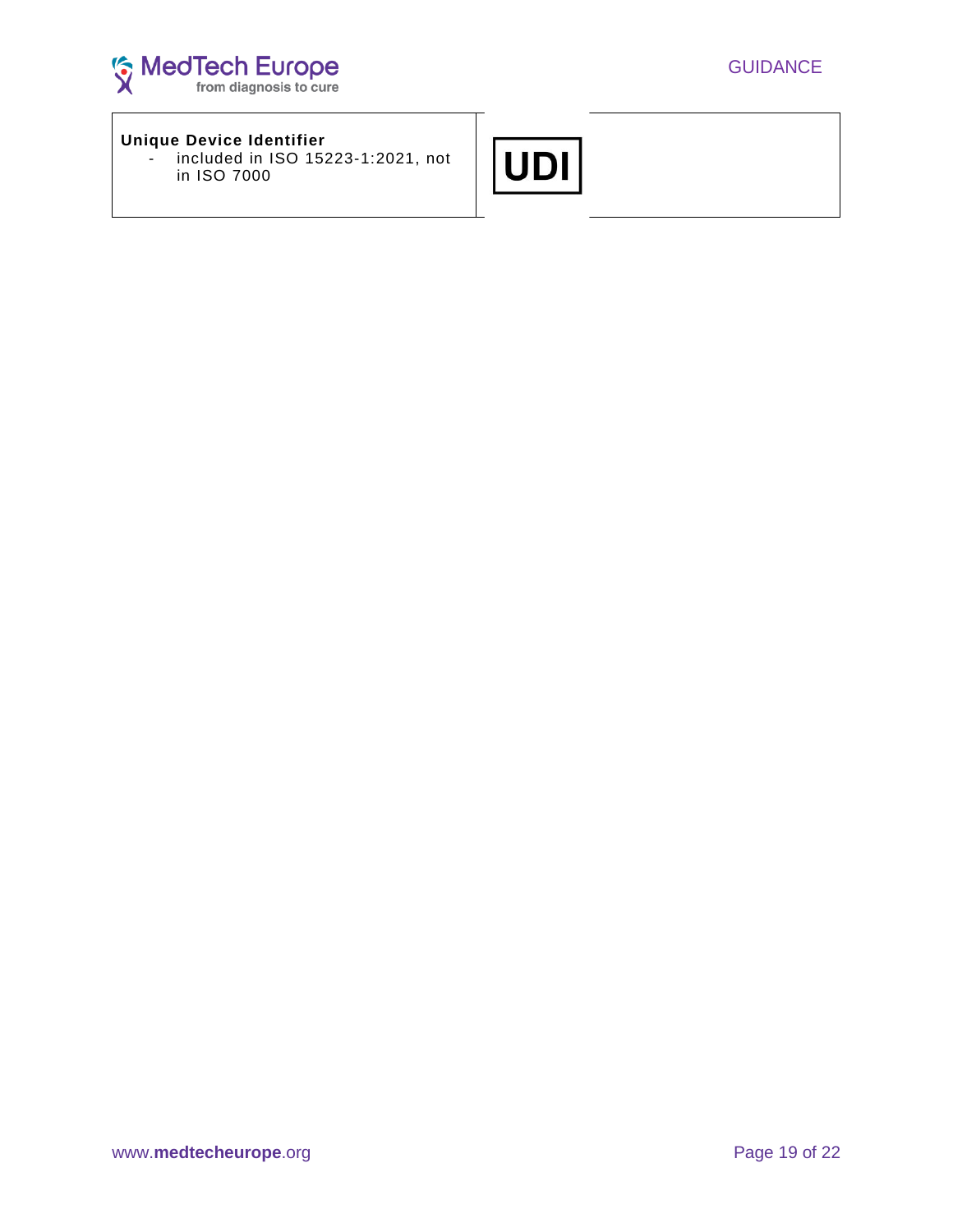| | | |
|---|---|---|
| **Unique Device Identifier**<br>- included in ISO 15223-1:2021, not in ISO 7000 | UDI | |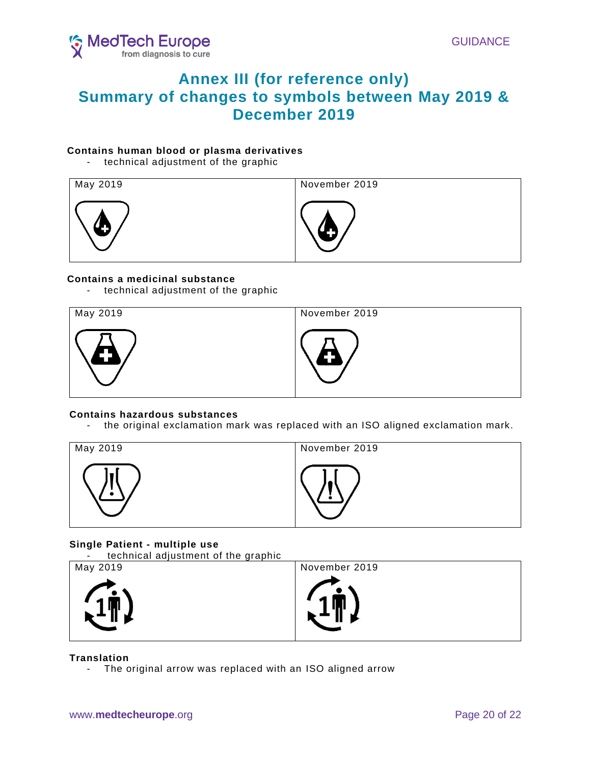# Annex III (for reference only)
# Summary of changes to symbols between May 2019 & December 2019

**Contains human blood or plasma derivatives**

- technical adjustment of the graphic

| May 2019 | November 2019 |
| --- | --- |
| | |

**Contains a medicinal substance**

- technical adjustment of the graphic

| May 2019 | November 2019 |
| --- | --- |
| | |

**Contains hazardous substances**

- the original exclamation mark was replaced with an ISO aligned exclamation mark.

| May 2019 | November 2019 |
| --- | --- |
| | |

**Single Patient - multiple use**

- technical adjustment of the graphic

| May 2019 | November 2019 |
| --- | --- |
| | |

**Translation**

- The original arrow was replaced with an ISO aligned arrow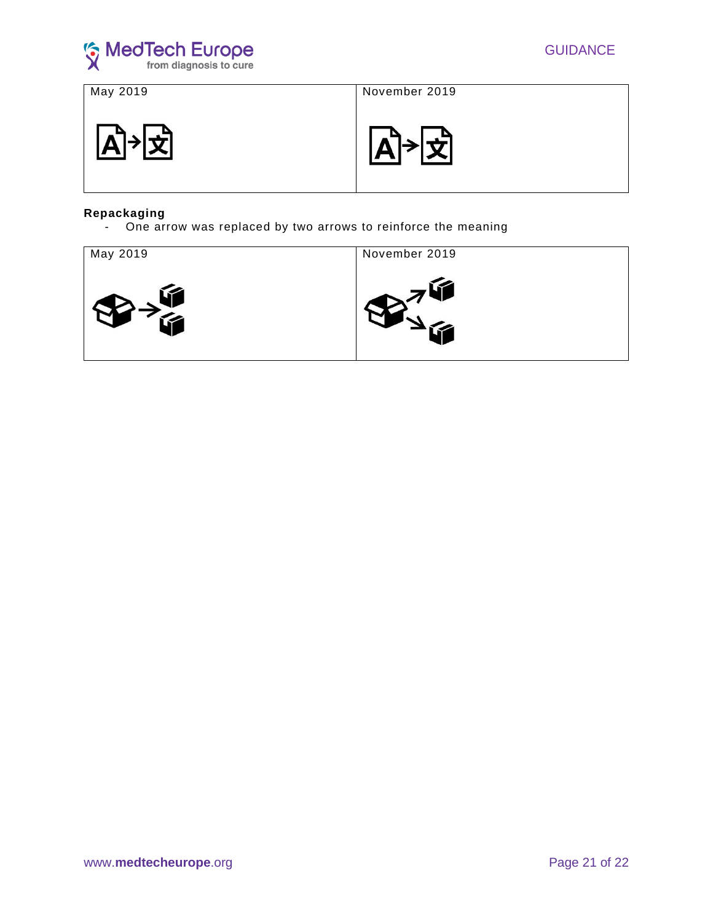| May 2019 | November 2019 |
| --- | --- |
| | |

**Repackaging**

- One arrow was replaced by two arrows to reinforce the meaning

| May 2019 | November 2019 |
| --- | --- |
| | |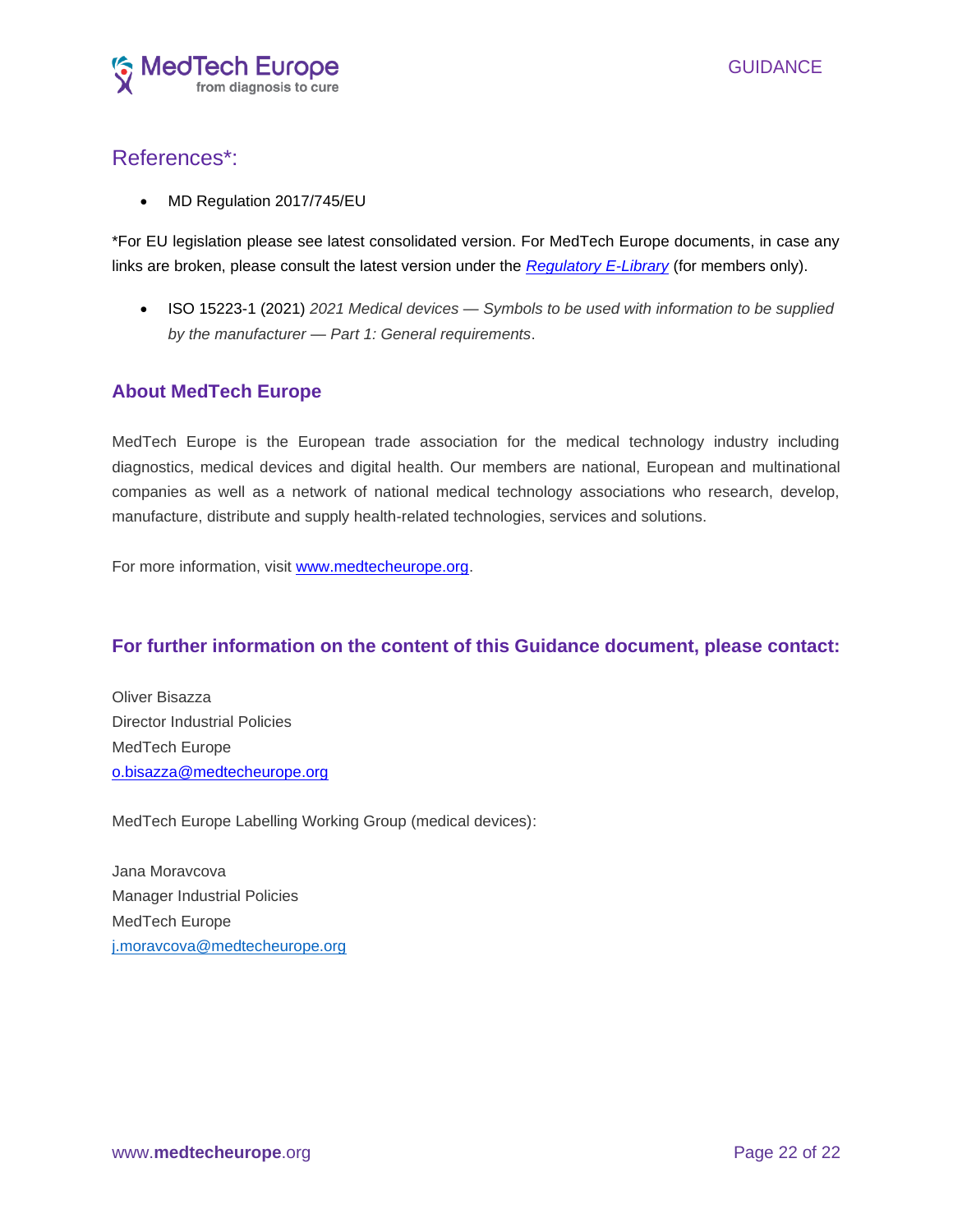## References*:

- MD Regulation 2017/745/EU

*For EU legislation please see latest consolidated version. For MedTech Europe documents, in case any links are broken, please consult the latest version under the *Regulatory E-Library* (for members only).

- ISO 15223-1 (2021) *2021 Medical devices — Symbols to be used with information to be supplied by the manufacturer — Part 1: General requirements*.

### About MedTech Europe

MedTech Europe is the European trade association for the medical technology industry including diagnostics, medical devices and digital health. Our members are national, European and multinational companies as well as a network of national medical technology associations who research, develop, manufacture, distribute and supply health-related technologies, services and solutions.

For more information, visit www.medtecheurope.org.

### For further information on the content of this Guidance document, please contact:

Oliver Bisazza
Director Industrial Policies
MedTech Europe
o.bisazza@medtecheurope.org

MedTech Europe Labelling Working Group (medical devices):

Jana Moravcova
Manager Industrial Policies
MedTech Europe
j.moravcova@medtecheurope.org